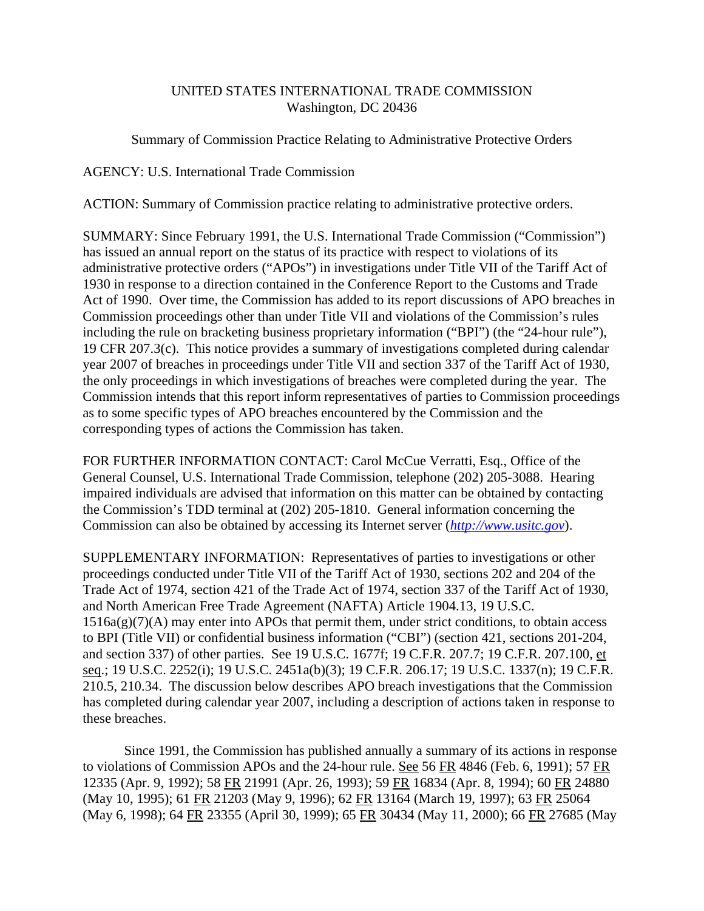UNITED STATES INTERNATIONAL TRADE COMMISSION
Washington, DC 20436

Summary of Commission Practice Relating to Administrative Protective Orders

AGENCY: U.S. International Trade Commission

ACTION: Summary of Commission practice relating to administrative protective orders.

SUMMARY: Since February 1991, the U.S. International Trade Commission ("Commission") has issued an annual report on the status of its practice with respect to violations of its administrative protective orders ("APOs") in investigations under Title VII of the Tariff Act of 1930 in response to a direction contained in the Conference Report to the Customs and Trade Act of 1990. Over time, the Commission has added to its report discussions of APO breaches in Commission proceedings other than under Title VII and violations of the Commission's rules including the rule on bracketing business proprietary information ("BPI") (the "24-hour rule"), 19 CFR 207.3(c). This notice provides a summary of investigations completed during calendar year 2007 of breaches in proceedings under Title VII and section 337 of the Tariff Act of 1930, the only proceedings in which investigations of breaches were completed during the year. The Commission intends that this report inform representatives of parties to Commission proceedings as to some specific types of APO breaches encountered by the Commission and the corresponding types of actions the Commission has taken.

FOR FURTHER INFORMATION CONTACT: Carol McCue Verratti, Esq., Office of the General Counsel, U.S. International Trade Commission, telephone (202) 205-3088. Hearing impaired individuals are advised that information on this matter can be obtained by contacting the Commission's TDD terminal at (202) 205-1810. General information concerning the Commission can also be obtained by accessing its Internet server (*http://www.usitc.gov*).

SUPPLEMENTARY INFORMATION: Representatives of parties to investigations or other proceedings conducted under Title VII of the Tariff Act of 1930, sections 202 and 204 of the Trade Act of 1974, section 421 of the Trade Act of 1974, section 337 of the Tariff Act of 1930, and North American Free Trade Agreement (NAFTA) Article 1904.13, 19 U.S.C. 1516a(g)(7)(A) may enter into APOs that permit them, under strict conditions, to obtain access to BPI (Title VII) or confidential business information ("CBI") (section 421, sections 201-204, and section 337) of other parties. See 19 U.S.C. 1677f; 19 C.F.R. 207.7; 19 C.F.R. 207.100, et seq.; 19 U.S.C. 2252(i); 19 U.S.C. 2451a(b)(3); 19 C.F.R. 206.17; 19 U.S.C. 1337(n); 19 C.F.R. 210.5, 210.34. The discussion below describes APO breach investigations that the Commission has completed during calendar year 2007, including a description of actions taken in response to these breaches.

Since 1991, the Commission has published annually a summary of its actions in response to violations of Commission APOs and the 24-hour rule. See 56 FR 4846 (Feb. 6, 1991); 57 FR 12335 (Apr. 9, 1992); 58 FR 21991 (Apr. 26, 1993); 59 FR 16834 (Apr. 8, 1994); 60 FR 24880 (May 10, 1995); 61 FR 21203 (May 9, 1996); 62 FR 13164 (March 19, 1997); 63 FR 25064 (May 6, 1998); 64 FR 23355 (April 30, 1999); 65 FR 30434 (May 11, 2000); 66 FR 27685 (May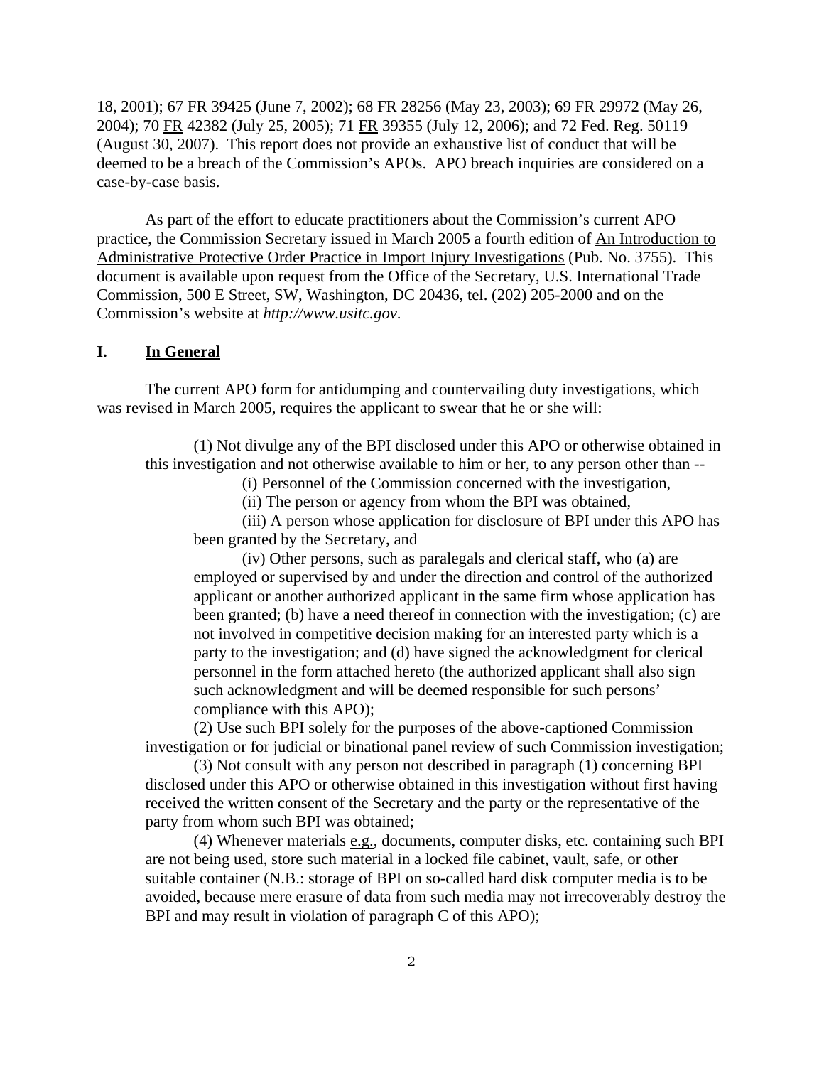18, 2001); 67 FR 39425 (June 7, 2002); 68 FR 28256 (May 23, 2003); 69 FR 29972 (May 26, 2004); 70 FR 42382 (July 25, 2005); 71 FR 39355 (July 12, 2006); and 72 Fed. Reg. 50119 (August 30, 2007). This report does not provide an exhaustive list of conduct that will be deemed to be a breach of the Commission's APOs. APO breach inquiries are considered on a case-by-case basis.

As part of the effort to educate practitioners about the Commission's current APO practice, the Commission Secretary issued in March 2005 a fourth edition of An Introduction to Administrative Protective Order Practice in Import Injury Investigations (Pub. No. 3755). This document is available upon request from the Office of the Secretary, U.S. International Trade Commission, 500 E Street, SW, Washington, DC 20436, tel. (202) 205-2000 and on the Commission's website at *http://www.usitc.gov*.

## I. In General

The current APO form for antidumping and countervailing duty investigations, which was revised in March 2005, requires the applicant to swear that he or she will:

> (1) Not divulge any of the BPI disclosed under this APO or otherwise obtained in this investigation and not otherwise available to him or her, to any person other than --
>
> (i) Personnel of the Commission concerned with the investigation,
>
> (ii) The person or agency from whom the BPI was obtained,
>
> (iii) A person whose application for disclosure of BPI under this APO has been granted by the Secretary, and
>
> (iv) Other persons, such as paralegals and clerical staff, who (a) are employed or supervised by and under the direction and control of the authorized applicant or another authorized applicant in the same firm whose application has been granted; (b) have a need thereof in connection with the investigation; (c) are not involved in competitive decision making for an interested party which is a party to the investigation; and (d) have signed the acknowledgment for clerical personnel in the form attached hereto (the authorized applicant shall also sign such acknowledgment and will be deemed responsible for such persons' compliance with this APO);
>
> (2) Use such BPI solely for the purposes of the above-captioned Commission investigation or for judicial or binational panel review of such Commission investigation;
>
> (3) Not consult with any person not described in paragraph (1) concerning BPI disclosed under this APO or otherwise obtained in this investigation without first having received the written consent of the Secretary and the party or the representative of the party from whom such BPI was obtained;
>
> (4) Whenever materials e.g., documents, computer disks, etc. containing such BPI are not being used, store such material in a locked file cabinet, vault, safe, or other suitable container (N.B.: storage of BPI on so-called hard disk computer media is to be avoided, because mere erasure of data from such media may not irrecoverably destroy the BPI and may result in violation of paragraph C of this APO);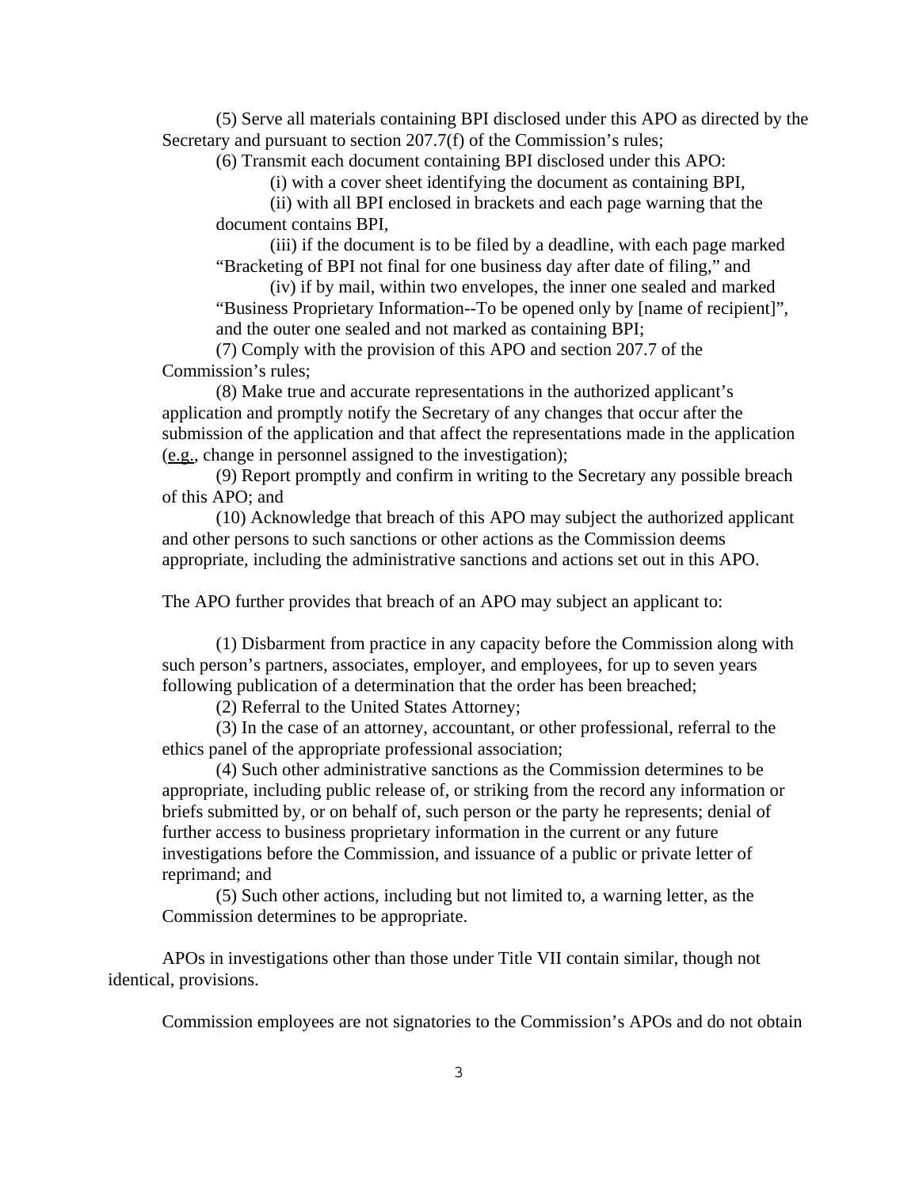(5) Serve all materials containing BPI disclosed under this APO as directed by the Secretary and pursuant to section 207.7(f) of the Commission's rules;

(6) Transmit each document containing BPI disclosed under this APO:

(i) with a cover sheet identifying the document as containing BPI,

(ii) with all BPI enclosed in brackets and each page warning that the document contains BPI,

(iii) if the document is to be filed by a deadline, with each page marked "Bracketing of BPI not final for one business day after date of filing," and

(iv) if by mail, within two envelopes, the inner one sealed and marked "Business Proprietary Information--To be opened only by [name of recipient]", and the outer one sealed and not marked as containing BPI;

(7) Comply with the provision of this APO and section 207.7 of the Commission's rules;

(8) Make true and accurate representations in the authorized applicant's application and promptly notify the Secretary of any changes that occur after the submission of the application and that affect the representations made in the application (e.g., change in personnel assigned to the investigation);

(9) Report promptly and confirm in writing to the Secretary any possible breach of this APO; and

(10) Acknowledge that breach of this APO may subject the authorized applicant and other persons to such sanctions or other actions as the Commission deems appropriate, including the administrative sanctions and actions set out in this APO.

The APO further provides that breach of an APO may subject an applicant to:

(1) Disbarment from practice in any capacity before the Commission along with such person's partners, associates, employer, and employees, for up to seven years following publication of a determination that the order has been breached;

(2) Referral to the United States Attorney;

(3) In the case of an attorney, accountant, or other professional, referral to the ethics panel of the appropriate professional association;

(4) Such other administrative sanctions as the Commission determines to be appropriate, including public release of, or striking from the record any information or briefs submitted by, or on behalf of, such person or the party he represents; denial of further access to business proprietary information in the current or any future investigations before the Commission, and issuance of a public or private letter of reprimand; and

(5) Such other actions, including but not limited to, a warning letter, as the Commission determines to be appropriate.

APOs in investigations other than those under Title VII contain similar, though not identical, provisions.

Commission employees are not signatories to the Commission's APOs and do not obtain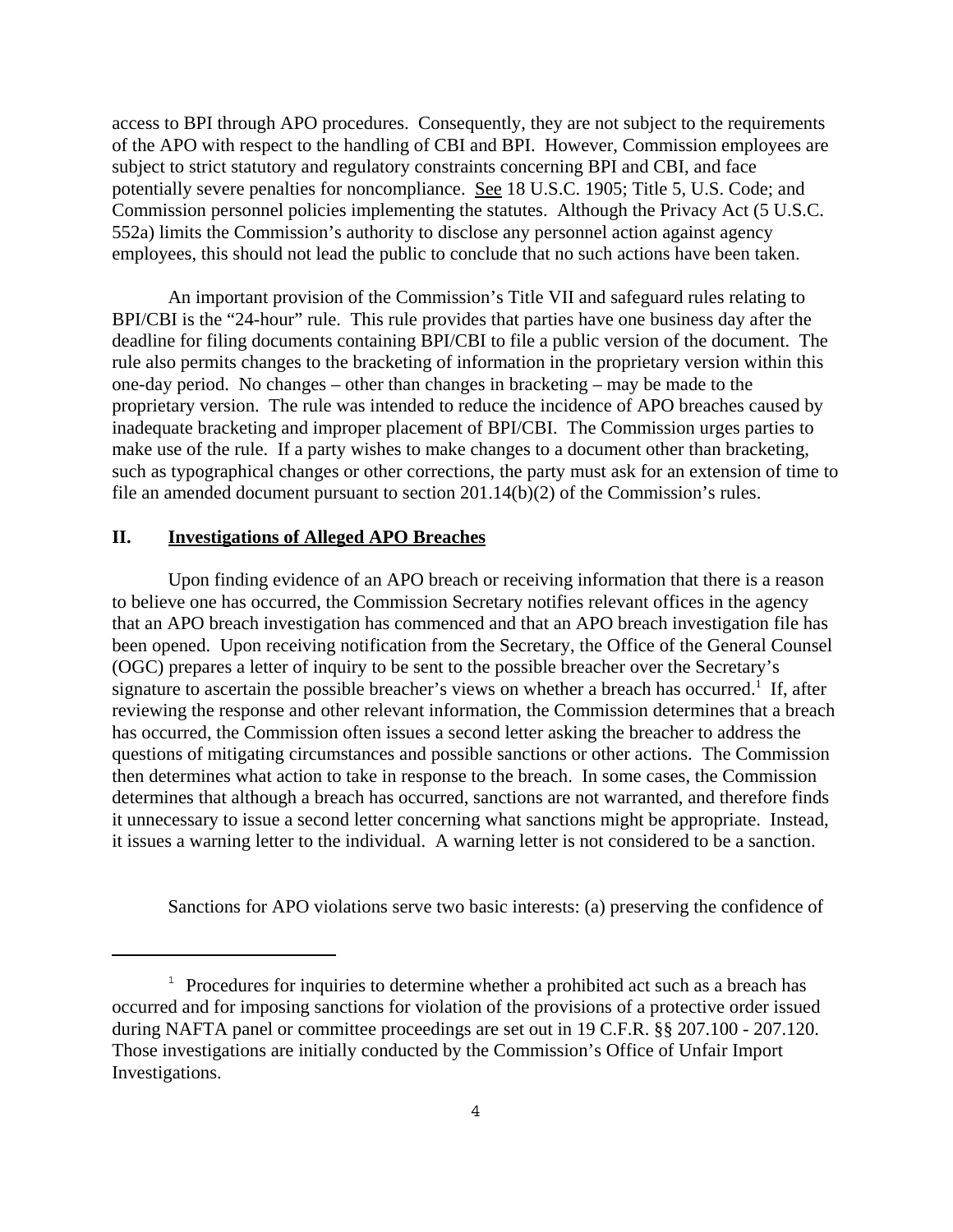access to BPI through APO procedures. Consequently, they are not subject to the requirements of the APO with respect to the handling of CBI and BPI. However, Commission employees are subject to strict statutory and regulatory constraints concerning BPI and CBI, and face potentially severe penalties for noncompliance. See 18 U.S.C. 1905; Title 5, U.S. Code; and Commission personnel policies implementing the statutes. Although the Privacy Act (5 U.S.C. 552a) limits the Commission's authority to disclose any personnel action against agency employees, this should not lead the public to conclude that no such actions have been taken.

An important provision of the Commission's Title VII and safeguard rules relating to BPI/CBI is the "24-hour" rule. This rule provides that parties have one business day after the deadline for filing documents containing BPI/CBI to file a public version of the document. The rule also permits changes to the bracketing of information in the proprietary version within this one-day period. No changes – other than changes in bracketing – may be made to the proprietary version. The rule was intended to reduce the incidence of APO breaches caused by inadequate bracketing and improper placement of BPI/CBI. The Commission urges parties to make use of the rule. If a party wishes to make changes to a document other than bracketing, such as typographical changes or other corrections, the party must ask for an extension of time to file an amended document pursuant to section 201.14(b)(2) of the Commission's rules.

## II. Investigations of Alleged APO Breaches

Upon finding evidence of an APO breach or receiving information that there is a reason to believe one has occurred, the Commission Secretary notifies relevant offices in the agency that an APO breach investigation has commenced and that an APO breach investigation file has been opened. Upon receiving notification from the Secretary, the Office of the General Counsel (OGC) prepares a letter of inquiry to be sent to the possible breacher over the Secretary's signature to ascertain the possible breacher's views on whether a breach has occurred.[1] If, after reviewing the response and other relevant information, the Commission determines that a breach has occurred, the Commission often issues a second letter asking the breacher to address the questions of mitigating circumstances and possible sanctions or other actions. The Commission then determines what action to take in response to the breach. In some cases, the Commission determines that although a breach has occurred, sanctions are not warranted, and therefore finds it unnecessary to issue a second letter concerning what sanctions might be appropriate. Instead, it issues a warning letter to the individual. A warning letter is not considered to be a sanction.

Sanctions for APO violations serve two basic interests: (a) preserving the confidence of

---

[1] Procedures for inquiries to determine whether a prohibited act such as a breach has occurred and for imposing sanctions for violation of the provisions of a protective order issued during NAFTA panel or committee proceedings are set out in 19 C.F.R. §§ 207.100 - 207.120. Those investigations are initially conducted by the Commission's Office of Unfair Import Investigations.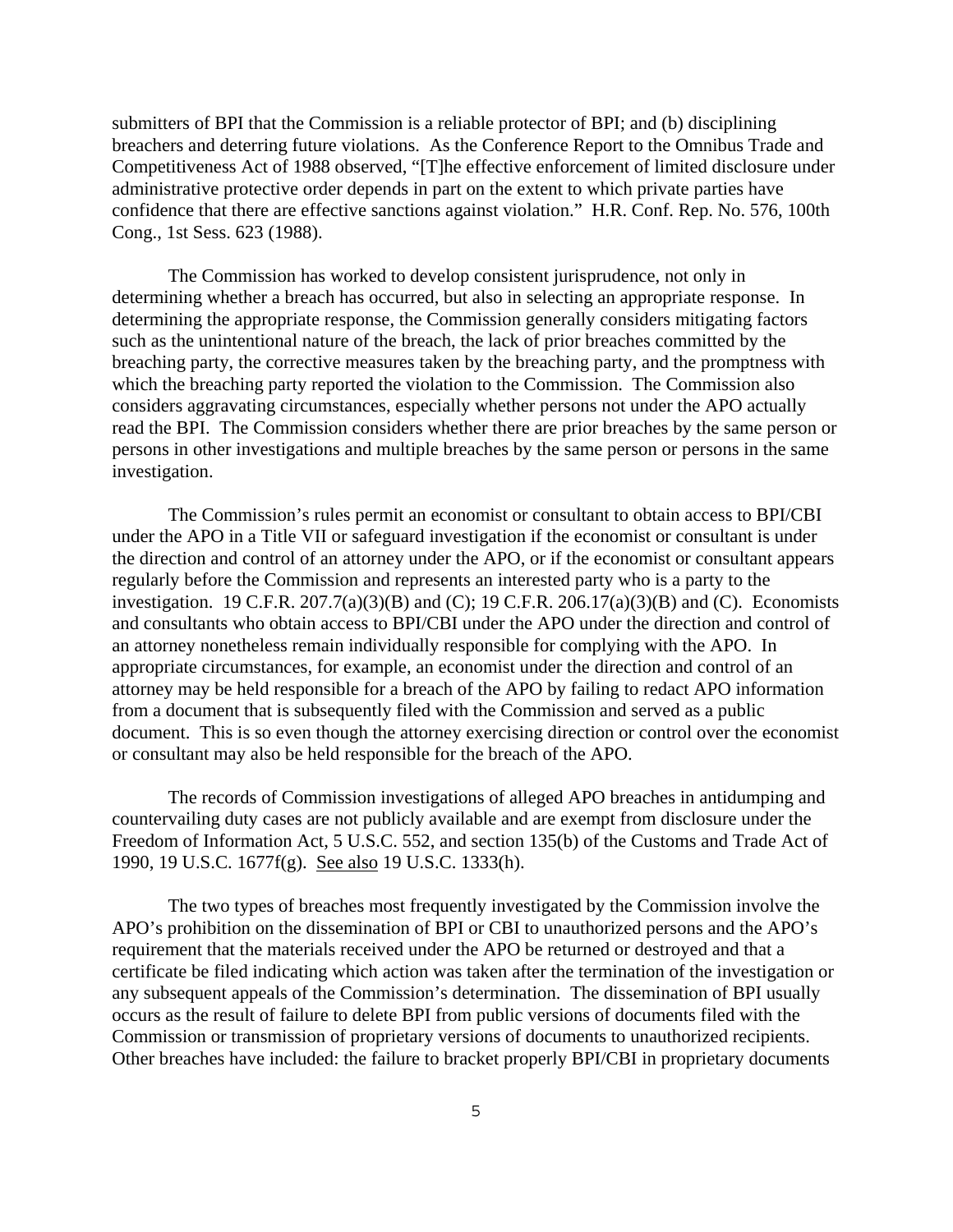submitters of BPI that the Commission is a reliable protector of BPI; and (b) disciplining breachers and deterring future violations. As the Conference Report to the Omnibus Trade and Competitiveness Act of 1988 observed, "[T]he effective enforcement of limited disclosure under administrative protective order depends in part on the extent to which private parties have confidence that there are effective sanctions against violation." H.R. Conf. Rep. No. 576, 100th Cong., 1st Sess. 623 (1988).

The Commission has worked to develop consistent jurisprudence, not only in determining whether a breach has occurred, but also in selecting an appropriate response. In determining the appropriate response, the Commission generally considers mitigating factors such as the unintentional nature of the breach, the lack of prior breaches committed by the breaching party, the corrective measures taken by the breaching party, and the promptness with which the breaching party reported the violation to the Commission. The Commission also considers aggravating circumstances, especially whether persons not under the APO actually read the BPI. The Commission considers whether there are prior breaches by the same person or persons in other investigations and multiple breaches by the same person or persons in the same investigation.

The Commission's rules permit an economist or consultant to obtain access to BPI/CBI under the APO in a Title VII or safeguard investigation if the economist or consultant is under the direction and control of an attorney under the APO, or if the economist or consultant appears regularly before the Commission and represents an interested party who is a party to the investigation. 19 C.F.R. 207.7(a)(3)(B) and (C); 19 C.F.R. 206.17(a)(3)(B) and (C). Economists and consultants who obtain access to BPI/CBI under the APO under the direction and control of an attorney nonetheless remain individually responsible for complying with the APO. In appropriate circumstances, for example, an economist under the direction and control of an attorney may be held responsible for a breach of the APO by failing to redact APO information from a document that is subsequently filed with the Commission and served as a public document. This is so even though the attorney exercising direction or control over the economist or consultant may also be held responsible for the breach of the APO.

The records of Commission investigations of alleged APO breaches in antidumping and countervailing duty cases are not publicly available and are exempt from disclosure under the Freedom of Information Act, 5 U.S.C. 552, and section 135(b) of the Customs and Trade Act of 1990, 19 U.S.C. 1677f(g). See also 19 U.S.C. 1333(h).

The two types of breaches most frequently investigated by the Commission involve the APO's prohibition on the dissemination of BPI or CBI to unauthorized persons and the APO's requirement that the materials received under the APO be returned or destroyed and that a certificate be filed indicating which action was taken after the termination of the investigation or any subsequent appeals of the Commission's determination. The dissemination of BPI usually occurs as the result of failure to delete BPI from public versions of documents filed with the Commission or transmission of proprietary versions of documents to unauthorized recipients. Other breaches have included: the failure to bracket properly BPI/CBI in proprietary documents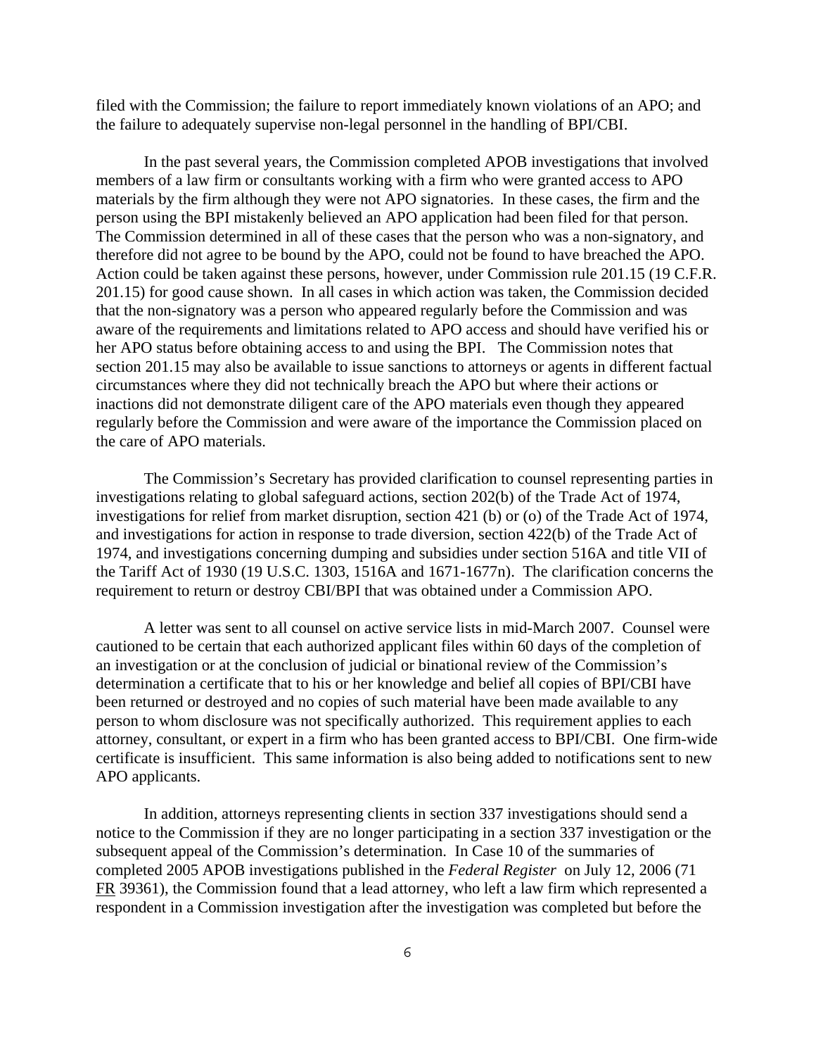filed with the Commission; the failure to report immediately known violations of an APO; and the failure to adequately supervise non-legal personnel in the handling of BPI/CBI.

In the past several years, the Commission completed APOB investigations that involved members of a law firm or consultants working with a firm who were granted access to APO materials by the firm although they were not APO signatories. In these cases, the firm and the person using the BPI mistakenly believed an APO application had been filed for that person. The Commission determined in all of these cases that the person who was a non-signatory, and therefore did not agree to be bound by the APO, could not be found to have breached the APO. Action could be taken against these persons, however, under Commission rule 201.15 (19 C.F.R. 201.15) for good cause shown. In all cases in which action was taken, the Commission decided that the non-signatory was a person who appeared regularly before the Commission and was aware of the requirements and limitations related to APO access and should have verified his or her APO status before obtaining access to and using the BPI. The Commission notes that section 201.15 may also be available to issue sanctions to attorneys or agents in different factual circumstances where they did not technically breach the APO but where their actions or inactions did not demonstrate diligent care of the APO materials even though they appeared regularly before the Commission and were aware of the importance the Commission placed on the care of APO materials.

The Commission's Secretary has provided clarification to counsel representing parties in investigations relating to global safeguard actions, section 202(b) of the Trade Act of 1974, investigations for relief from market disruption, section 421 (b) or (o) of the Trade Act of 1974, and investigations for action in response to trade diversion, section 422(b) of the Trade Act of 1974, and investigations concerning dumping and subsidies under section 516A and title VII of the Tariff Act of 1930 (19 U.S.C. 1303, 1516A and 1671-1677n). The clarification concerns the requirement to return or destroy CBI/BPI that was obtained under a Commission APO.

A letter was sent to all counsel on active service lists in mid-March 2007. Counsel were cautioned to be certain that each authorized applicant files within 60 days of the completion of an investigation or at the conclusion of judicial or binational review of the Commission's determination a certificate that to his or her knowledge and belief all copies of BPI/CBI have been returned or destroyed and no copies of such material have been made available to any person to whom disclosure was not specifically authorized. This requirement applies to each attorney, consultant, or expert in a firm who has been granted access to BPI/CBI. One firm-wide certificate is insufficient. This same information is also being added to notifications sent to new APO applicants.

In addition, attorneys representing clients in section 337 investigations should send a notice to the Commission if they are no longer participating in a section 337 investigation or the subsequent appeal of the Commission's determination. In Case 10 of the summaries of completed 2005 APOB investigations published in the *Federal Register* on July 12, 2006 (71 FR 39361), the Commission found that a lead attorney, who left a law firm which represented a respondent in a Commission investigation after the investigation was completed but before the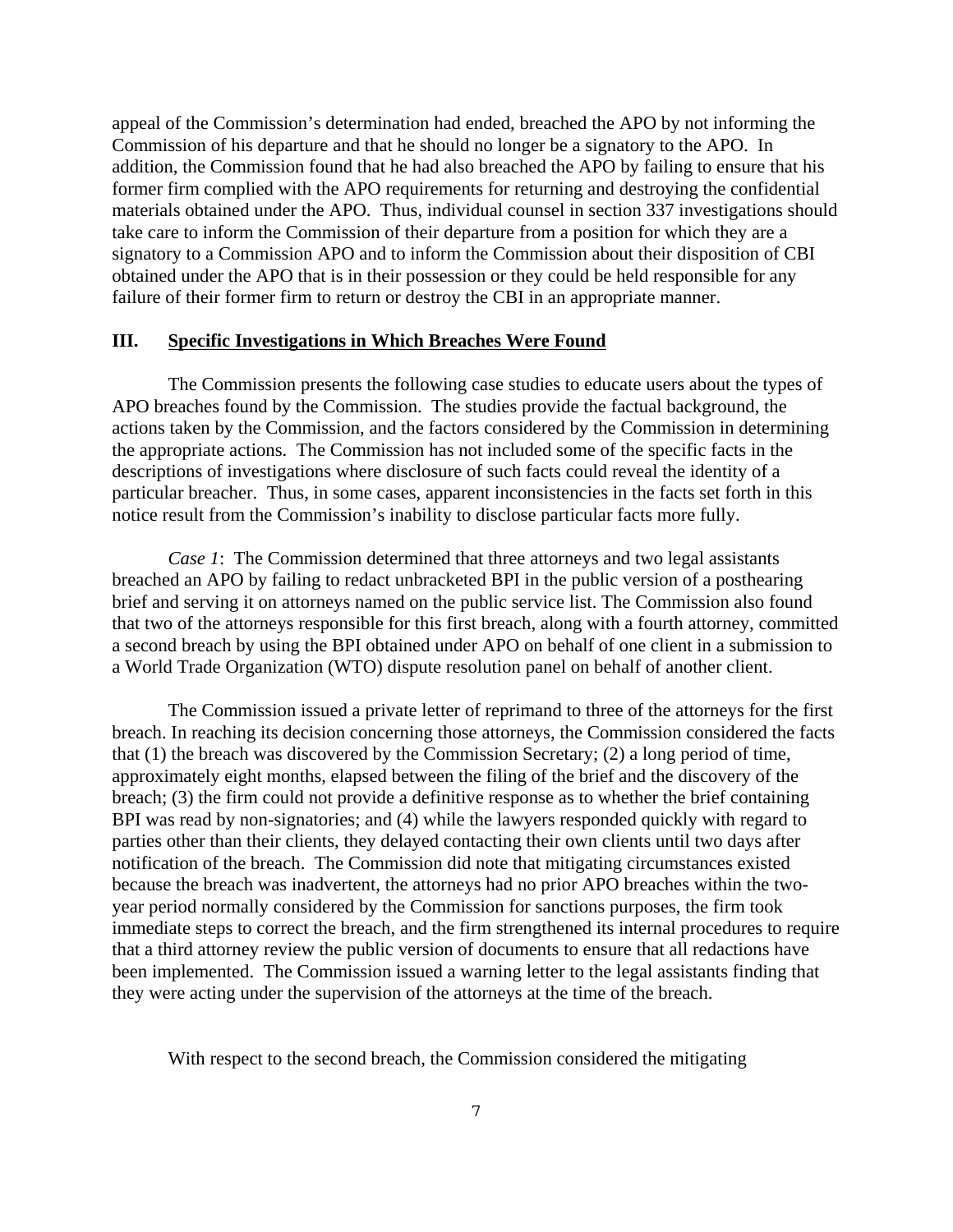appeal of the Commission's determination had ended, breached the APO by not informing the Commission of his departure and that he should no longer be a signatory to the APO. In addition, the Commission found that he had also breached the APO by failing to ensure that his former firm complied with the APO requirements for returning and destroying the confidential materials obtained under the APO. Thus, individual counsel in section 337 investigations should take care to inform the Commission of their departure from a position for which they are a signatory to a Commission APO and to inform the Commission about their disposition of CBI obtained under the APO that is in their possession or they could be held responsible for any failure of their former firm to return or destroy the CBI in an appropriate manner.

## III. Specific Investigations in Which Breaches Were Found

The Commission presents the following case studies to educate users about the types of APO breaches found by the Commission. The studies provide the factual background, the actions taken by the Commission, and the factors considered by the Commission in determining the appropriate actions. The Commission has not included some of the specific facts in the descriptions of investigations where disclosure of such facts could reveal the identity of a particular breacher. Thus, in some cases, apparent inconsistencies in the facts set forth in this notice result from the Commission's inability to disclose particular facts more fully.

*Case 1*: The Commission determined that three attorneys and two legal assistants breached an APO by failing to redact unbracketed BPI in the public version of a posthearing brief and serving it on attorneys named on the public service list. The Commission also found that two of the attorneys responsible for this first breach, along with a fourth attorney, committed a second breach by using the BPI obtained under APO on behalf of one client in a submission to a World Trade Organization (WTO) dispute resolution panel on behalf of another client.

The Commission issued a private letter of reprimand to three of the attorneys for the first breach. In reaching its decision concerning those attorneys, the Commission considered the facts that (1) the breach was discovered by the Commission Secretary; (2) a long period of time, approximately eight months, elapsed between the filing of the brief and the discovery of the breach; (3) the firm could not provide a definitive response as to whether the brief containing BPI was read by non-signatories; and (4) while the lawyers responded quickly with regard to parties other than their clients, they delayed contacting their own clients until two days after notification of the breach. The Commission did note that mitigating circumstances existed because the breach was inadvertent, the attorneys had no prior APO breaches within the two-year period normally considered by the Commission for sanctions purposes, the firm took immediate steps to correct the breach, and the firm strengthened its internal procedures to require that a third attorney review the public version of documents to ensure that all redactions have been implemented. The Commission issued a warning letter to the legal assistants finding that they were acting under the supervision of the attorneys at the time of the breach.

With respect to the second breach, the Commission considered the mitigating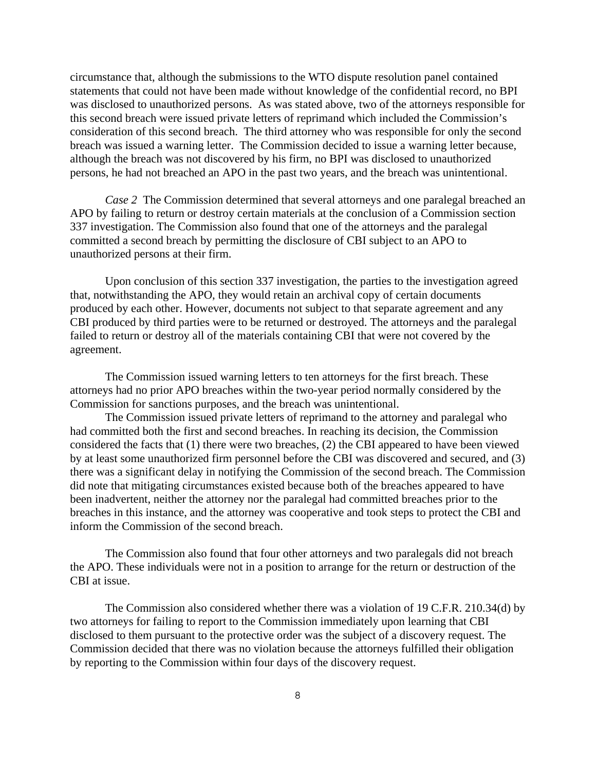circumstance that, although the submissions to the WTO dispute resolution panel contained statements that could not have been made without knowledge of the confidential record, no BPI was disclosed to unauthorized persons. As was stated above, two of the attorneys responsible for this second breach were issued private letters of reprimand which included the Commission's consideration of this second breach. The third attorney who was responsible for only the second breach was issued a warning letter. The Commission decided to issue a warning letter because, although the breach was not discovered by his firm, no BPI was disclosed to unauthorized persons, he had not breached an APO in the past two years, and the breach was unintentional.

*Case 2* The Commission determined that several attorneys and one paralegal breached an APO by failing to return or destroy certain materials at the conclusion of a Commission section 337 investigation. The Commission also found that one of the attorneys and the paralegal committed a second breach by permitting the disclosure of CBI subject to an APO to unauthorized persons at their firm.

Upon conclusion of this section 337 investigation, the parties to the investigation agreed that, notwithstanding the APO, they would retain an archival copy of certain documents produced by each other. However, documents not subject to that separate agreement and any CBI produced by third parties were to be returned or destroyed. The attorneys and the paralegal failed to return or destroy all of the materials containing CBI that were not covered by the agreement.

The Commission issued warning letters to ten attorneys for the first breach. These attorneys had no prior APO breaches within the two-year period normally considered by the Commission for sanctions purposes, and the breach was unintentional.

The Commission issued private letters of reprimand to the attorney and paralegal who had committed both the first and second breaches. In reaching its decision, the Commission considered the facts that (1) there were two breaches, (2) the CBI appeared to have been viewed by at least some unauthorized firm personnel before the CBI was discovered and secured, and (3) there was a significant delay in notifying the Commission of the second breach. The Commission did note that mitigating circumstances existed because both of the breaches appeared to have been inadvertent, neither the attorney nor the paralegal had committed breaches prior to the breaches in this instance, and the attorney was cooperative and took steps to protect the CBI and inform the Commission of the second breach.

The Commission also found that four other attorneys and two paralegals did not breach the APO. These individuals were not in a position to arrange for the return or destruction of the CBI at issue.

The Commission also considered whether there was a violation of 19 C.F.R. 210.34(d) by two attorneys for failing to report to the Commission immediately upon learning that CBI disclosed to them pursuant to the protective order was the subject of a discovery request. The Commission decided that there was no violation because the attorneys fulfilled their obligation by reporting to the Commission within four days of the discovery request.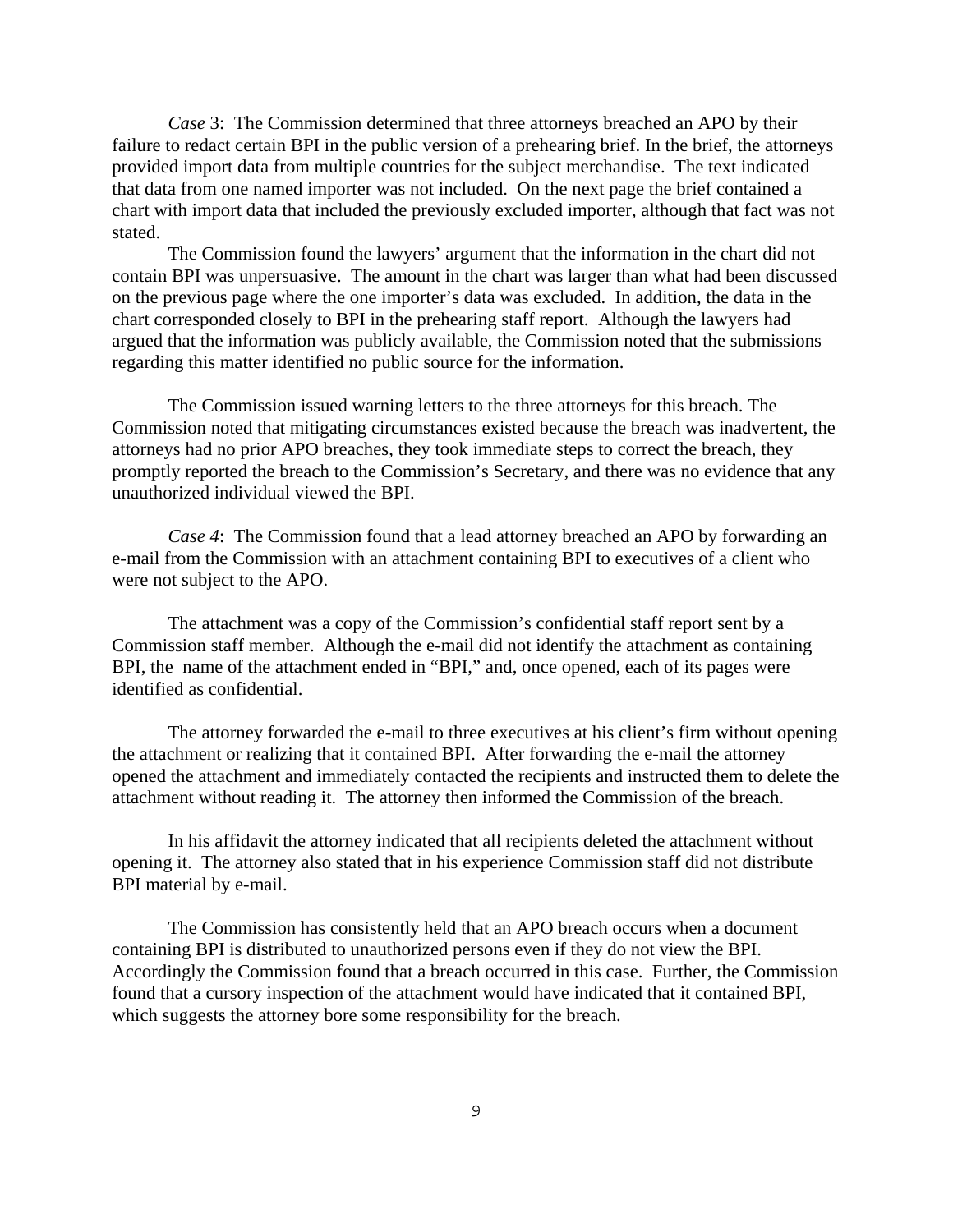*Case* 3: The Commission determined that three attorneys breached an APO by their failure to redact certain BPI in the public version of a prehearing brief. In the brief, the attorneys provided import data from multiple countries for the subject merchandise. The text indicated that data from one named importer was not included. On the next page the brief contained a chart with import data that included the previously excluded importer, although that fact was not stated.

The Commission found the lawyers' argument that the information in the chart did not contain BPI was unpersuasive. The amount in the chart was larger than what had been discussed on the previous page where the one importer's data was excluded. In addition, the data in the chart corresponded closely to BPI in the prehearing staff report. Although the lawyers had argued that the information was publicly available, the Commission noted that the submissions regarding this matter identified no public source for the information.

The Commission issued warning letters to the three attorneys for this breach. The Commission noted that mitigating circumstances existed because the breach was inadvertent, the attorneys had no prior APO breaches, they took immediate steps to correct the breach, they promptly reported the breach to the Commission's Secretary, and there was no evidence that any unauthorized individual viewed the BPI.

*Case 4*: The Commission found that a lead attorney breached an APO by forwarding an e-mail from the Commission with an attachment containing BPI to executives of a client who were not subject to the APO.

The attachment was a copy of the Commission's confidential staff report sent by a Commission staff member. Although the e-mail did not identify the attachment as containing BPI, the name of the attachment ended in "BPI," and, once opened, each of its pages were identified as confidential.

The attorney forwarded the e-mail to three executives at his client's firm without opening the attachment or realizing that it contained BPI. After forwarding the e-mail the attorney opened the attachment and immediately contacted the recipients and instructed them to delete the attachment without reading it. The attorney then informed the Commission of the breach.

In his affidavit the attorney indicated that all recipients deleted the attachment without opening it. The attorney also stated that in his experience Commission staff did not distribute BPI material by e-mail.

The Commission has consistently held that an APO breach occurs when a document containing BPI is distributed to unauthorized persons even if they do not view the BPI. Accordingly the Commission found that a breach occurred in this case. Further, the Commission found that a cursory inspection of the attachment would have indicated that it contained BPI, which suggests the attorney bore some responsibility for the breach.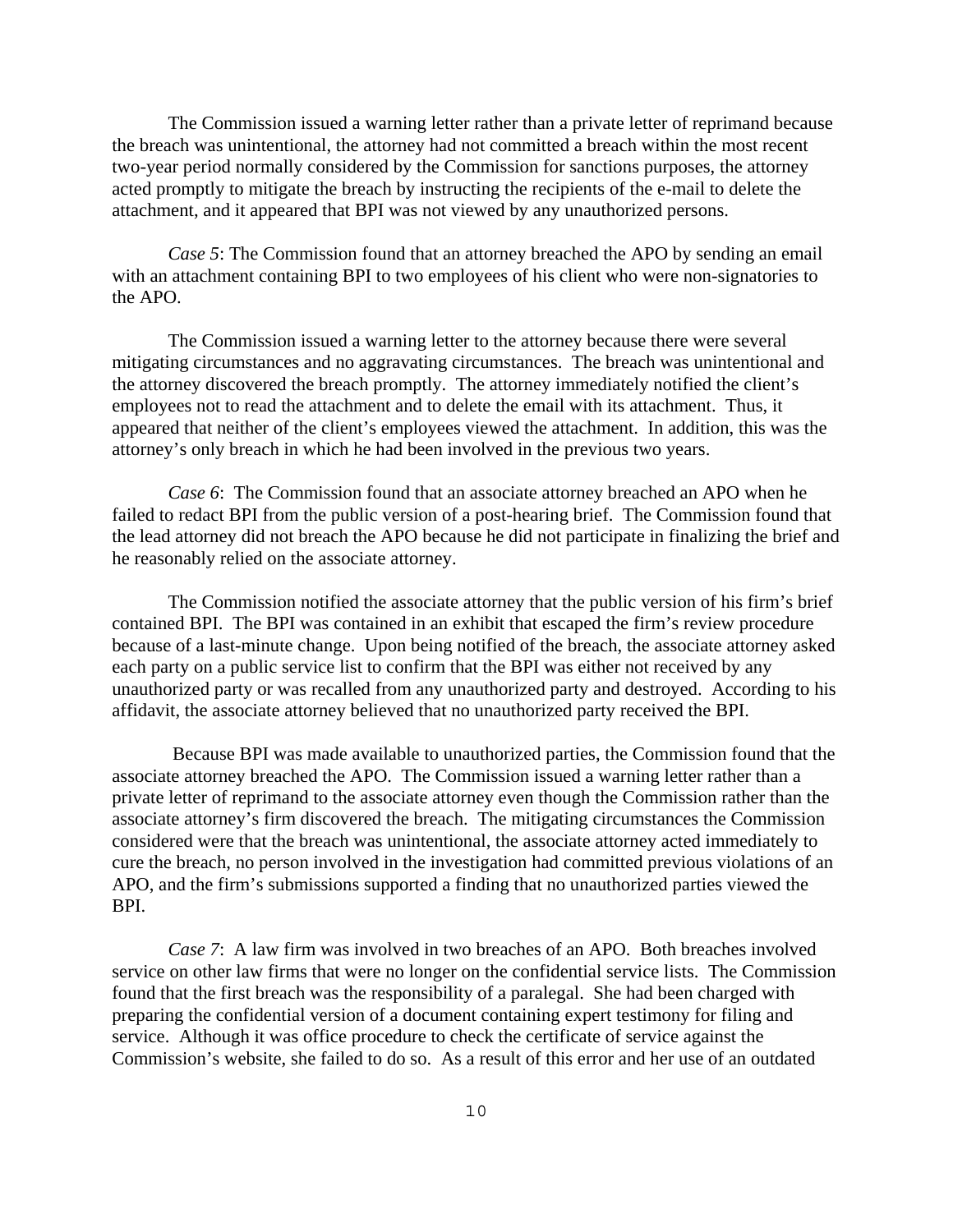The Commission issued a warning letter rather than a private letter of reprimand because the breach was unintentional, the attorney had not committed a breach within the most recent two-year period normally considered by the Commission for sanctions purposes, the attorney acted promptly to mitigate the breach by instructing the recipients of the e-mail to delete the attachment, and it appeared that BPI was not viewed by any unauthorized persons.

*Case 5*: The Commission found that an attorney breached the APO by sending an email with an attachment containing BPI to two employees of his client who were non-signatories to the APO.

The Commission issued a warning letter to the attorney because there were several mitigating circumstances and no aggravating circumstances. The breach was unintentional and the attorney discovered the breach promptly. The attorney immediately notified the client's employees not to read the attachment and to delete the email with its attachment. Thus, it appeared that neither of the client's employees viewed the attachment. In addition, this was the attorney's only breach in which he had been involved in the previous two years.

*Case 6*: The Commission found that an associate attorney breached an APO when he failed to redact BPI from the public version of a post-hearing brief. The Commission found that the lead attorney did not breach the APO because he did not participate in finalizing the brief and he reasonably relied on the associate attorney.

The Commission notified the associate attorney that the public version of his firm's brief contained BPI. The BPI was contained in an exhibit that escaped the firm's review procedure because of a last-minute change. Upon being notified of the breach, the associate attorney asked each party on a public service list to confirm that the BPI was either not received by any unauthorized party or was recalled from any unauthorized party and destroyed. According to his affidavit, the associate attorney believed that no unauthorized party received the BPI.

Because BPI was made available to unauthorized parties, the Commission found that the associate attorney breached the APO. The Commission issued a warning letter rather than a private letter of reprimand to the associate attorney even though the Commission rather than the associate attorney's firm discovered the breach. The mitigating circumstances the Commission considered were that the breach was unintentional, the associate attorney acted immediately to cure the breach, no person involved in the investigation had committed previous violations of an APO, and the firm's submissions supported a finding that no unauthorized parties viewed the BPI.

*Case 7*: A law firm was involved in two breaches of an APO. Both breaches involved service on other law firms that were no longer on the confidential service lists. The Commission found that the first breach was the responsibility of a paralegal. She had been charged with preparing the confidential version of a document containing expert testimony for filing and service. Although it was office procedure to check the certificate of service against the Commission's website, she failed to do so. As a result of this error and her use of an outdated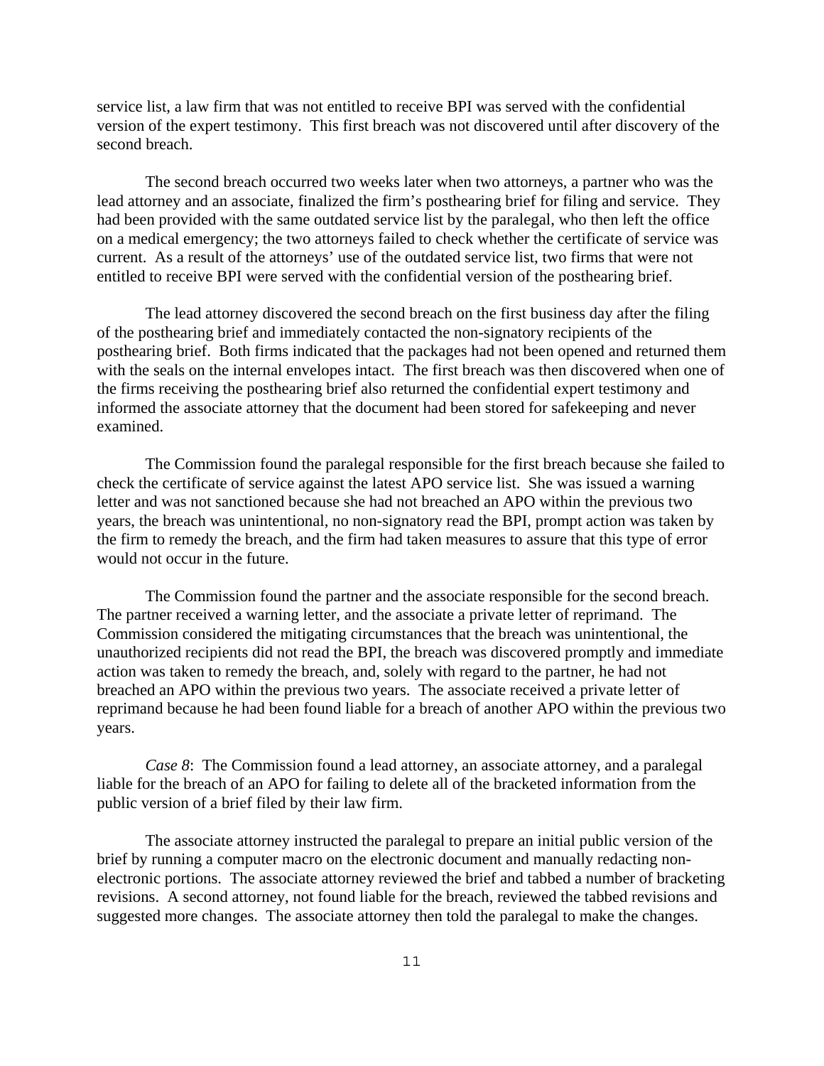service list, a law firm that was not entitled to receive BPI was served with the confidential version of the expert testimony. This first breach was not discovered until after discovery of the second breach.

The second breach occurred two weeks later when two attorneys, a partner who was the lead attorney and an associate, finalized the firm's posthearing brief for filing and service. They had been provided with the same outdated service list by the paralegal, who then left the office on a medical emergency; the two attorneys failed to check whether the certificate of service was current. As a result of the attorneys' use of the outdated service list, two firms that were not entitled to receive BPI were served with the confidential version of the posthearing brief.

The lead attorney discovered the second breach on the first business day after the filing of the posthearing brief and immediately contacted the non-signatory recipients of the posthearing brief. Both firms indicated that the packages had not been opened and returned them with the seals on the internal envelopes intact. The first breach was then discovered when one of the firms receiving the posthearing brief also returned the confidential expert testimony and informed the associate attorney that the document had been stored for safekeeping and never examined.

The Commission found the paralegal responsible for the first breach because she failed to check the certificate of service against the latest APO service list. She was issued a warning letter and was not sanctioned because she had not breached an APO within the previous two years, the breach was unintentional, no non-signatory read the BPI, prompt action was taken by the firm to remedy the breach, and the firm had taken measures to assure that this type of error would not occur in the future.

The Commission found the partner and the associate responsible for the second breach. The partner received a warning letter, and the associate a private letter of reprimand. The Commission considered the mitigating circumstances that the breach was unintentional, the unauthorized recipients did not read the BPI, the breach was discovered promptly and immediate action was taken to remedy the breach, and, solely with regard to the partner, he had not breached an APO within the previous two years. The associate received a private letter of reprimand because he had been found liable for a breach of another APO within the previous two years.

*Case 8*: The Commission found a lead attorney, an associate attorney, and a paralegal liable for the breach of an APO for failing to delete all of the bracketed information from the public version of a brief filed by their law firm.

The associate attorney instructed the paralegal to prepare an initial public version of the brief by running a computer macro on the electronic document and manually redacting non-electronic portions. The associate attorney reviewed the brief and tabbed a number of bracketing revisions. A second attorney, not found liable for the breach, reviewed the tabbed revisions and suggested more changes. The associate attorney then told the paralegal to make the changes.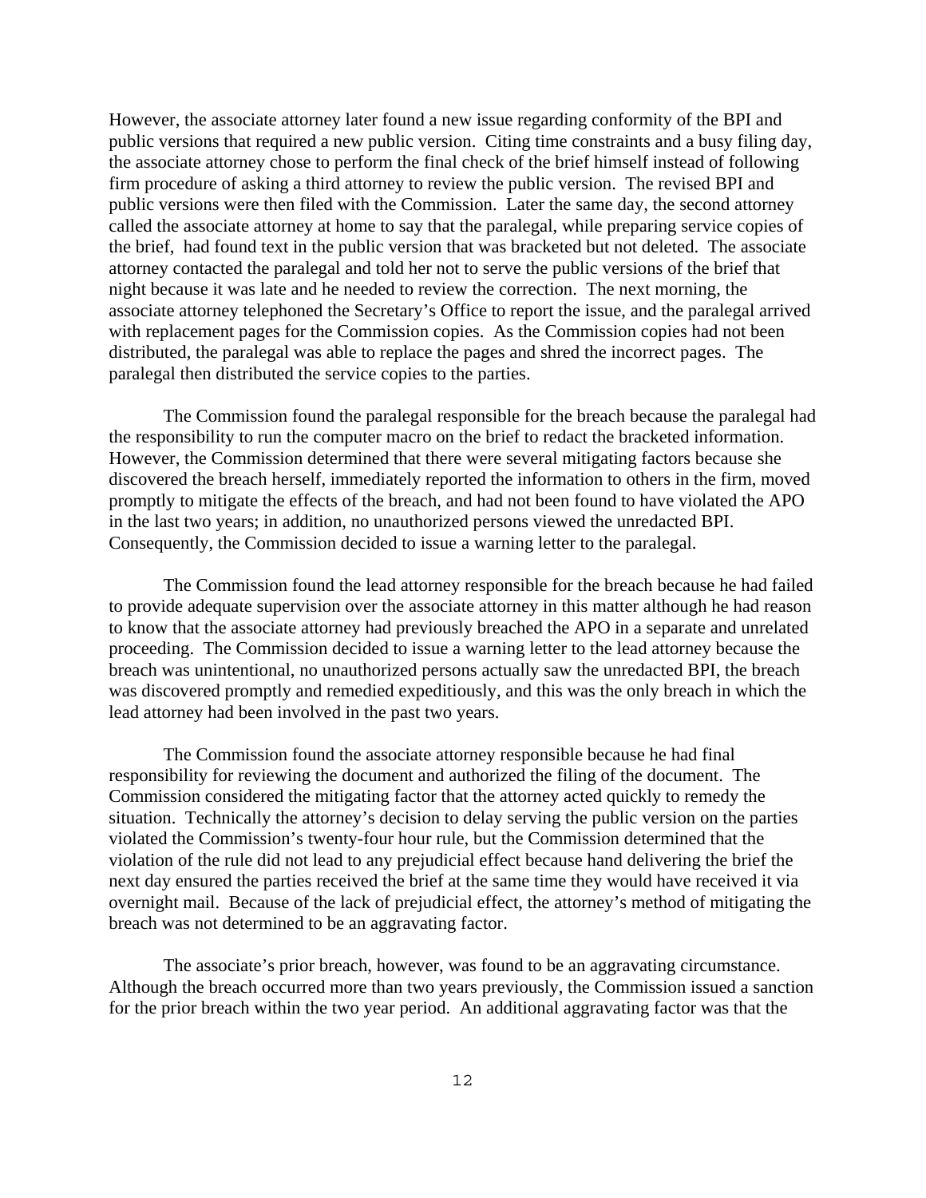However, the associate attorney later found a new issue regarding conformity of the BPI and public versions that required a new public version. Citing time constraints and a busy filing day, the associate attorney chose to perform the final check of the brief himself instead of following firm procedure of asking a third attorney to review the public version. The revised BPI and public versions were then filed with the Commission. Later the same day, the second attorney called the associate attorney at home to say that the paralegal, while preparing service copies of the brief, had found text in the public version that was bracketed but not deleted. The associate attorney contacted the paralegal and told her not to serve the public versions of the brief that night because it was late and he needed to review the correction. The next morning, the associate attorney telephoned the Secretary's Office to report the issue, and the paralegal arrived with replacement pages for the Commission copies. As the Commission copies had not been distributed, the paralegal was able to replace the pages and shred the incorrect pages. The paralegal then distributed the service copies to the parties.

The Commission found the paralegal responsible for the breach because the paralegal had the responsibility to run the computer macro on the brief to redact the bracketed information. However, the Commission determined that there were several mitigating factors because she discovered the breach herself, immediately reported the information to others in the firm, moved promptly to mitigate the effects of the breach, and had not been found to have violated the APO in the last two years; in addition, no unauthorized persons viewed the unredacted BPI. Consequently, the Commission decided to issue a warning letter to the paralegal.

The Commission found the lead attorney responsible for the breach because he had failed to provide adequate supervision over the associate attorney in this matter although he had reason to know that the associate attorney had previously breached the APO in a separate and unrelated proceeding. The Commission decided to issue a warning letter to the lead attorney because the breach was unintentional, no unauthorized persons actually saw the unredacted BPI, the breach was discovered promptly and remedied expeditiously, and this was the only breach in which the lead attorney had been involved in the past two years.

The Commission found the associate attorney responsible because he had final responsibility for reviewing the document and authorized the filing of the document. The Commission considered the mitigating factor that the attorney acted quickly to remedy the situation. Technically the attorney's decision to delay serving the public version on the parties violated the Commission's twenty-four hour rule, but the Commission determined that the violation of the rule did not lead to any prejudicial effect because hand delivering the brief the next day ensured the parties received the brief at the same time they would have received it via overnight mail. Because of the lack of prejudicial effect, the attorney's method of mitigating the breach was not determined to be an aggravating factor.

The associate's prior breach, however, was found to be an aggravating circumstance. Although the breach occurred more than two years previously, the Commission issued a sanction for the prior breach within the two year period. An additional aggravating factor was that the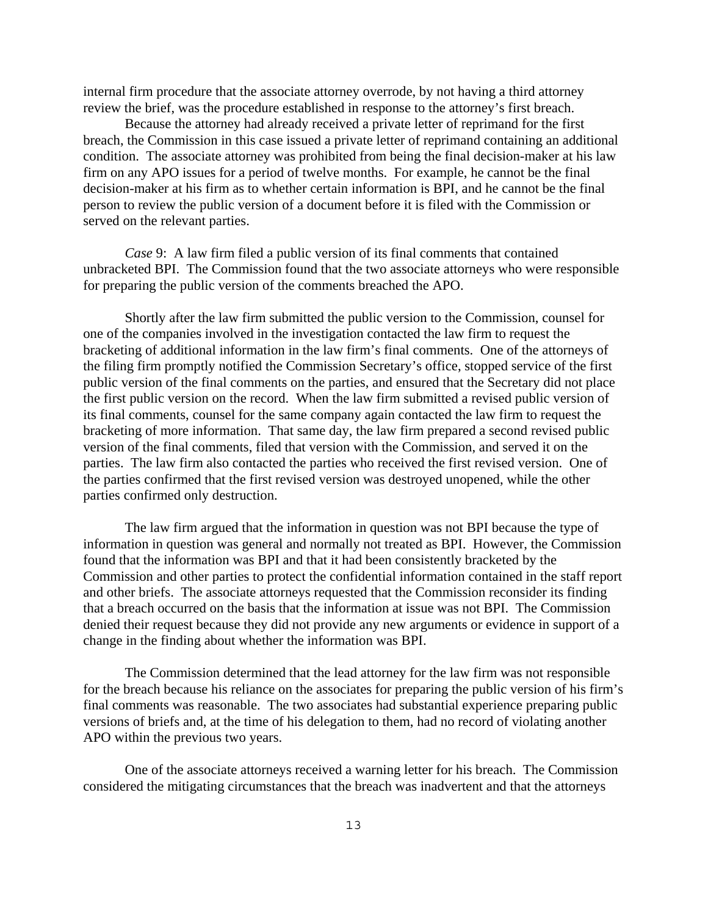internal firm procedure that the associate attorney overrode, by not having a third attorney review the brief, was the procedure established in response to the attorney's first breach.

Because the attorney had already received a private letter of reprimand for the first breach, the Commission in this case issued a private letter of reprimand containing an additional condition. The associate attorney was prohibited from being the final decision-maker at his law firm on any APO issues for a period of twelve months. For example, he cannot be the final decision-maker at his firm as to whether certain information is BPI, and he cannot be the final person to review the public version of a document before it is filed with the Commission or served on the relevant parties.

*Case* 9: A law firm filed a public version of its final comments that contained unbracketed BPI. The Commission found that the two associate attorneys who were responsible for preparing the public version of the comments breached the APO.

Shortly after the law firm submitted the public version to the Commission, counsel for one of the companies involved in the investigation contacted the law firm to request the bracketing of additional information in the law firm's final comments. One of the attorneys of the filing firm promptly notified the Commission Secretary's office, stopped service of the first public version of the final comments on the parties, and ensured that the Secretary did not place the first public version on the record. When the law firm submitted a revised public version of its final comments, counsel for the same company again contacted the law firm to request the bracketing of more information. That same day, the law firm prepared a second revised public version of the final comments, filed that version with the Commission, and served it on the parties. The law firm also contacted the parties who received the first revised version. One of the parties confirmed that the first revised version was destroyed unopened, while the other parties confirmed only destruction.

The law firm argued that the information in question was not BPI because the type of information in question was general and normally not treated as BPI. However, the Commission found that the information was BPI and that it had been consistently bracketed by the Commission and other parties to protect the confidential information contained in the staff report and other briefs. The associate attorneys requested that the Commission reconsider its finding that a breach occurred on the basis that the information at issue was not BPI. The Commission denied their request because they did not provide any new arguments or evidence in support of a change in the finding about whether the information was BPI.

The Commission determined that the lead attorney for the law firm was not responsible for the breach because his reliance on the associates for preparing the public version of his firm's final comments was reasonable. The two associates had substantial experience preparing public versions of briefs and, at the time of his delegation to them, had no record of violating another APO within the previous two years.

One of the associate attorneys received a warning letter for his breach. The Commission considered the mitigating circumstances that the breach was inadvertent and that the attorneys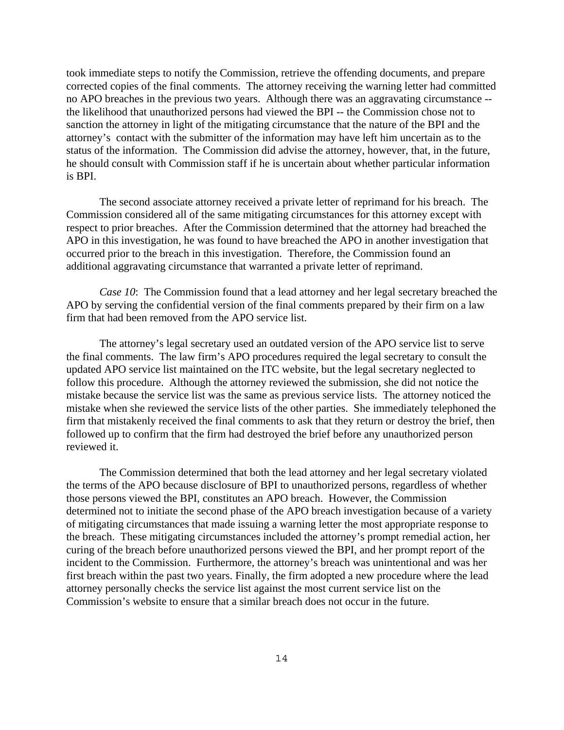took immediate steps to notify the Commission, retrieve the offending documents, and prepare corrected copies of the final comments. The attorney receiving the warning letter had committed no APO breaches in the previous two years. Although there was an aggravating circumstance -- the likelihood that unauthorized persons had viewed the BPI -- the Commission chose not to sanction the attorney in light of the mitigating circumstance that the nature of the BPI and the attorney's contact with the submitter of the information may have left him uncertain as to the status of the information. The Commission did advise the attorney, however, that, in the future, he should consult with Commission staff if he is uncertain about whether particular information is BPI.

The second associate attorney received a private letter of reprimand for his breach. The Commission considered all of the same mitigating circumstances for this attorney except with respect to prior breaches. After the Commission determined that the attorney had breached the APO in this investigation, he was found to have breached the APO in another investigation that occurred prior to the breach in this investigation. Therefore, the Commission found an additional aggravating circumstance that warranted a private letter of reprimand.

*Case 10*: The Commission found that a lead attorney and her legal secretary breached the APO by serving the confidential version of the final comments prepared by their firm on a law firm that had been removed from the APO service list.

The attorney's legal secretary used an outdated version of the APO service list to serve the final comments. The law firm's APO procedures required the legal secretary to consult the updated APO service list maintained on the ITC website, but the legal secretary neglected to follow this procedure. Although the attorney reviewed the submission, she did not notice the mistake because the service list was the same as previous service lists. The attorney noticed the mistake when she reviewed the service lists of the other parties. She immediately telephoned the firm that mistakenly received the final comments to ask that they return or destroy the brief, then followed up to confirm that the firm had destroyed the brief before any unauthorized person reviewed it.

The Commission determined that both the lead attorney and her legal secretary violated the terms of the APO because disclosure of BPI to unauthorized persons, regardless of whether those persons viewed the BPI, constitutes an APO breach. However, the Commission determined not to initiate the second phase of the APO breach investigation because of a variety of mitigating circumstances that made issuing a warning letter the most appropriate response to the breach. These mitigating circumstances included the attorney's prompt remedial action, her curing of the breach before unauthorized persons viewed the BPI, and her prompt report of the incident to the Commission. Furthermore, the attorney's breach was unintentional and was her first breach within the past two years. Finally, the firm adopted a new procedure where the lead attorney personally checks the service list against the most current service list on the Commission's website to ensure that a similar breach does not occur in the future.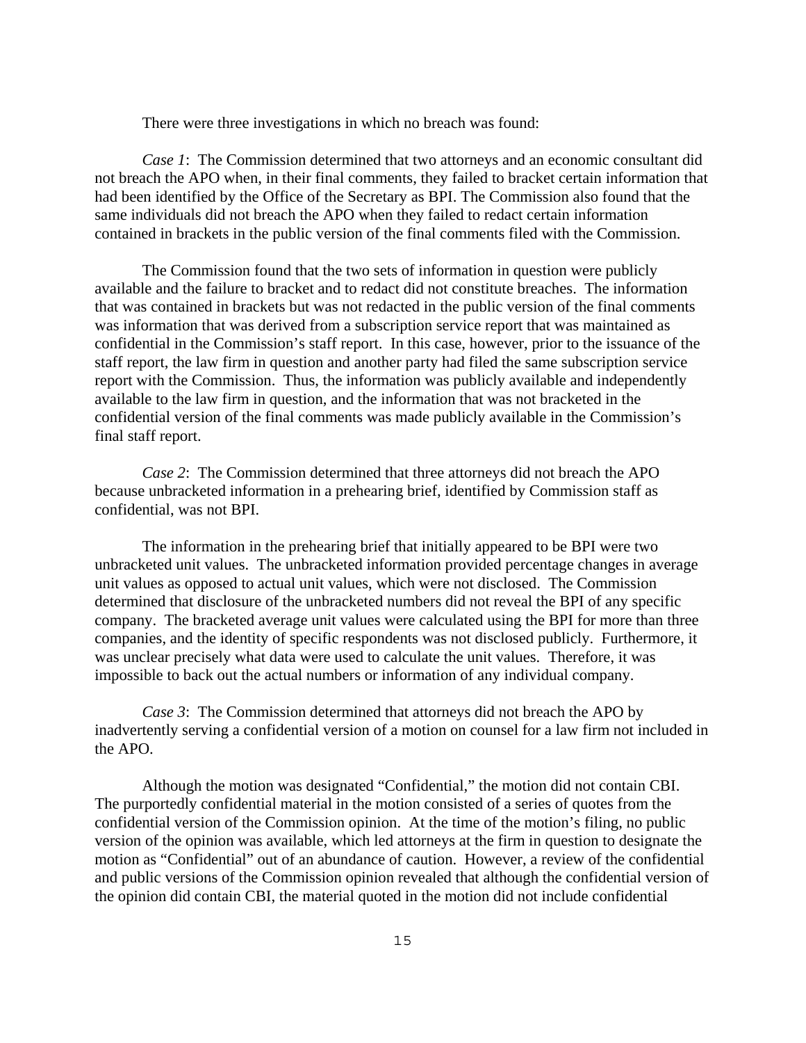There were three investigations in which no breach was found:

*Case 1*: The Commission determined that two attorneys and an economic consultant did not breach the APO when, in their final comments, they failed to bracket certain information that had been identified by the Office of the Secretary as BPI. The Commission also found that the same individuals did not breach the APO when they failed to redact certain information contained in brackets in the public version of the final comments filed with the Commission.

The Commission found that the two sets of information in question were publicly available and the failure to bracket and to redact did not constitute breaches. The information that was contained in brackets but was not redacted in the public version of the final comments was information that was derived from a subscription service report that was maintained as confidential in the Commission's staff report. In this case, however, prior to the issuance of the staff report, the law firm in question and another party had filed the same subscription service report with the Commission. Thus, the information was publicly available and independently available to the law firm in question, and the information that was not bracketed in the confidential version of the final comments was made publicly available in the Commission's final staff report.

*Case 2*: The Commission determined that three attorneys did not breach the APO because unbracketed information in a prehearing brief, identified by Commission staff as confidential, was not BPI.

The information in the prehearing brief that initially appeared to be BPI were two unbracketed unit values. The unbracketed information provided percentage changes in average unit values as opposed to actual unit values, which were not disclosed. The Commission determined that disclosure of the unbracketed numbers did not reveal the BPI of any specific company. The bracketed average unit values were calculated using the BPI for more than three companies, and the identity of specific respondents was not disclosed publicly. Furthermore, it was unclear precisely what data were used to calculate the unit values. Therefore, it was impossible to back out the actual numbers or information of any individual company.

*Case 3*: The Commission determined that attorneys did not breach the APO by inadvertently serving a confidential version of a motion on counsel for a law firm not included in the APO.

Although the motion was designated "Confidential," the motion did not contain CBI. The purportedly confidential material in the motion consisted of a series of quotes from the confidential version of the Commission opinion. At the time of the motion's filing, no public version of the opinion was available, which led attorneys at the firm in question to designate the motion as "Confidential" out of an abundance of caution. However, a review of the confidential and public versions of the Commission opinion revealed that although the confidential version of the opinion did contain CBI, the material quoted in the motion did not include confidential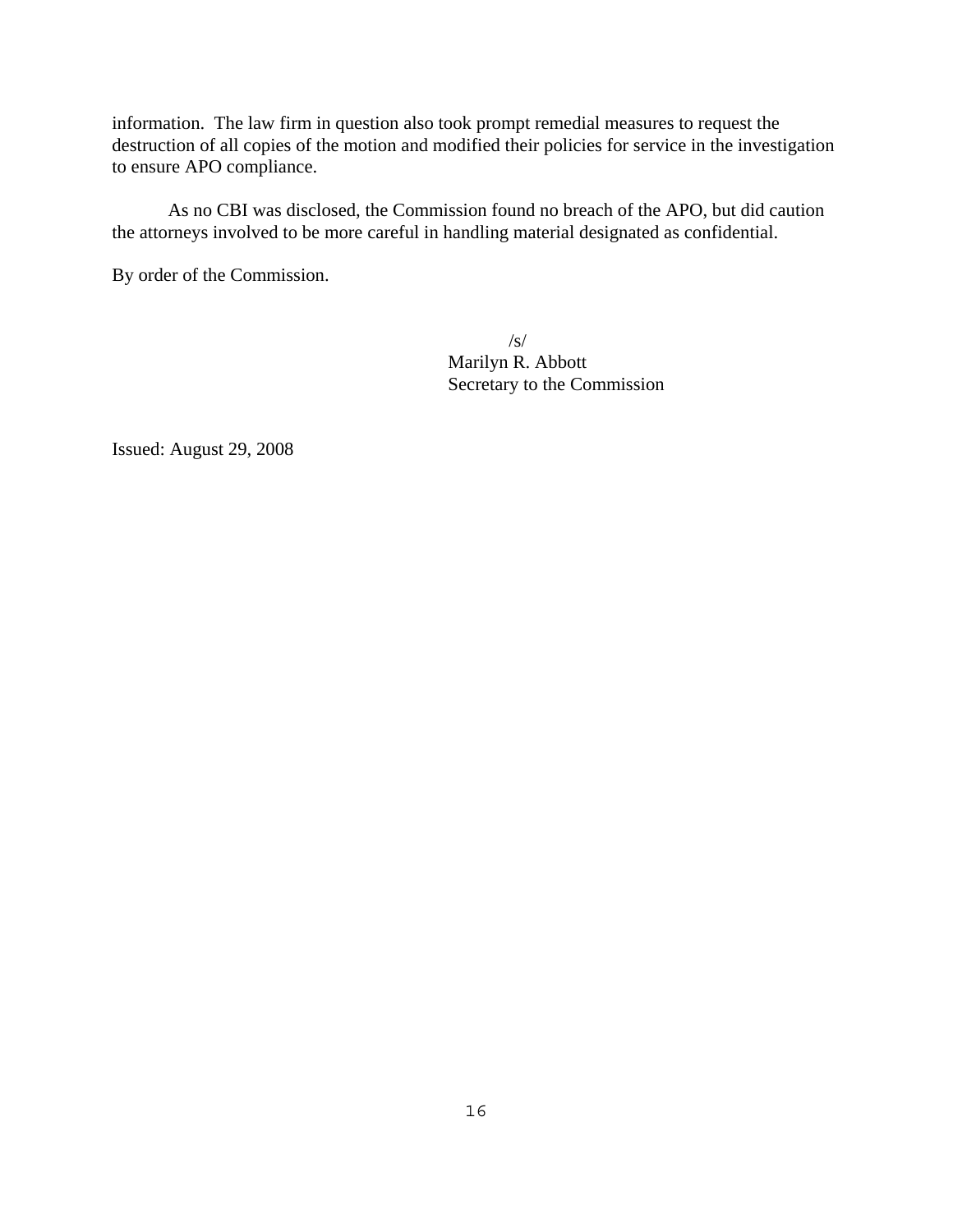information. The law firm in question also took prompt remedial measures to request the destruction of all copies of the motion and modified their policies for service in the investigation to ensure APO compliance.

As no CBI was disclosed, the Commission found no breach of the APO, but did caution the attorneys involved to be more careful in handling material designated as confidential.

By order of the Commission.

/s/
Marilyn R. Abbott
Secretary to the Commission

Issued: August 29, 2008